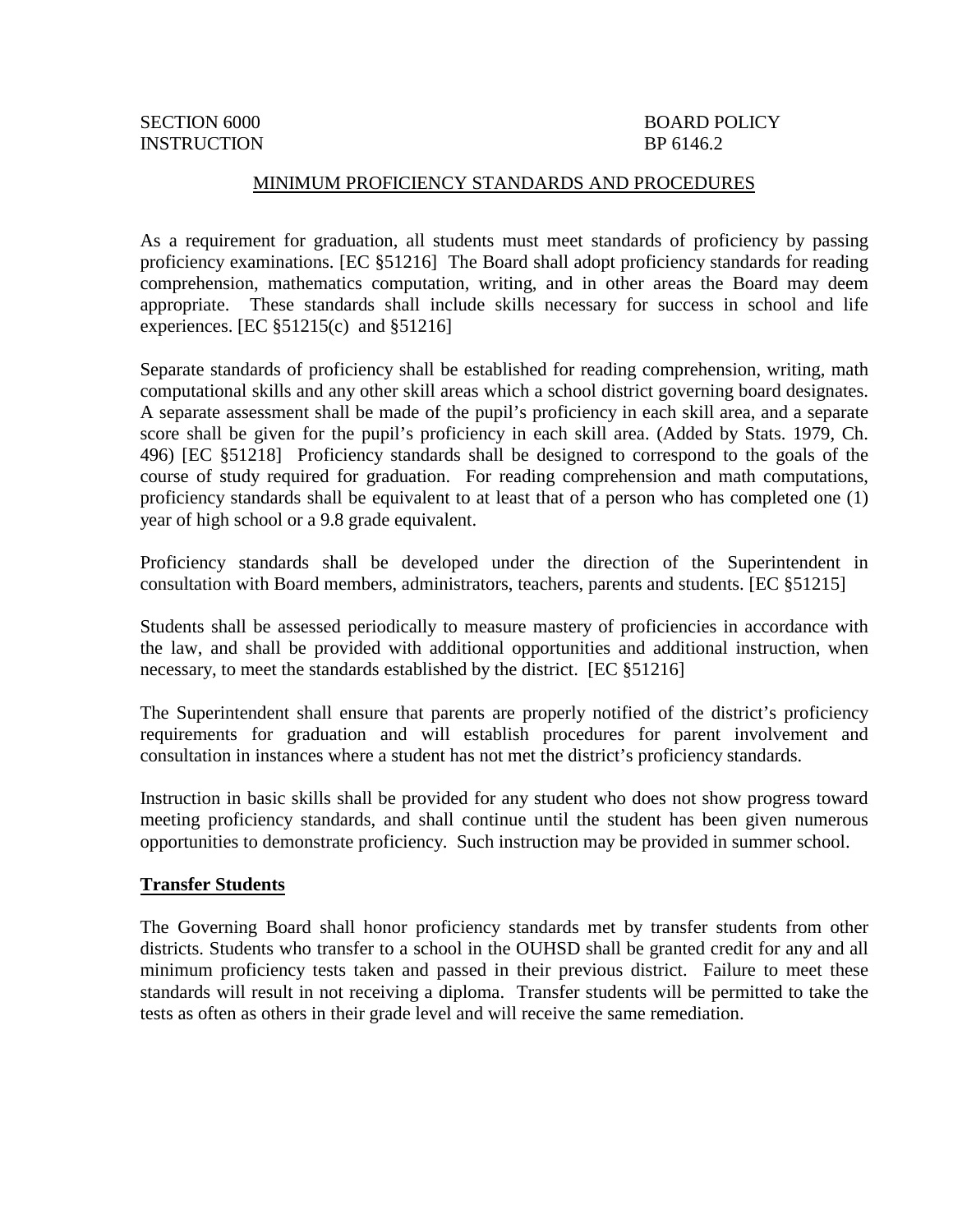SECTION 6000  
INSTRUCTION

BOARD POLICY  
BP 6146.2

# MINIMUM PROFICIENCY STANDARDS AND PROCEDURES

As a requirement for graduation, all students must meet standards of proficiency by passing proficiency examinations. [EC §51216] The Board shall adopt proficiency standards for reading comprehension, mathematics computation, writing, and in other areas the Board may deem appropriate. These standards shall include skills necessary for success in school and life experiences. [EC §51215(c) and §51216]

Separate standards of proficiency shall be established for reading comprehension, writing, math computational skills and any other skill areas which a school district governing board designates. A separate assessment shall be made of the pupil's proficiency in each skill area, and a separate score shall be given for the pupil's proficiency in each skill area. (Added by Stats. 1979, Ch. 496) [EC §51218] Proficiency standards shall be designed to correspond to the goals of the course of study required for graduation. For reading comprehension and math computations, proficiency standards shall be equivalent to at least that of a person who has completed one (1) year of high school or a 9.8 grade equivalent.

Proficiency standards shall be developed under the direction of the Superintendent in consultation with Board members, administrators, teachers, parents and students. [EC §51215]

Students shall be assessed periodically to measure mastery of proficiencies in accordance with the law, and shall be provided with additional opportunities and additional instruction, when necessary, to meet the standards established by the district. [EC §51216]

The Superintendent shall ensure that parents are properly notified of the district's proficiency requirements for graduation and will establish procedures for parent involvement and consultation in instances where a student has not met the district's proficiency standards.

Instruction in basic skills shall be provided for any student who does not show progress toward meeting proficiency standards, and shall continue until the student has been given numerous opportunities to demonstrate proficiency. Such instruction may be provided in summer school.

## Transfer Students

The Governing Board shall honor proficiency standards met by transfer students from other districts. Students who transfer to a school in the OUHSD shall be granted credit for any and all minimum proficiency tests taken and passed in their previous district. Failure to meet these standards will result in not receiving a diploma. Transfer students will be permitted to take the tests as often as others in their grade level and will receive the same remediation.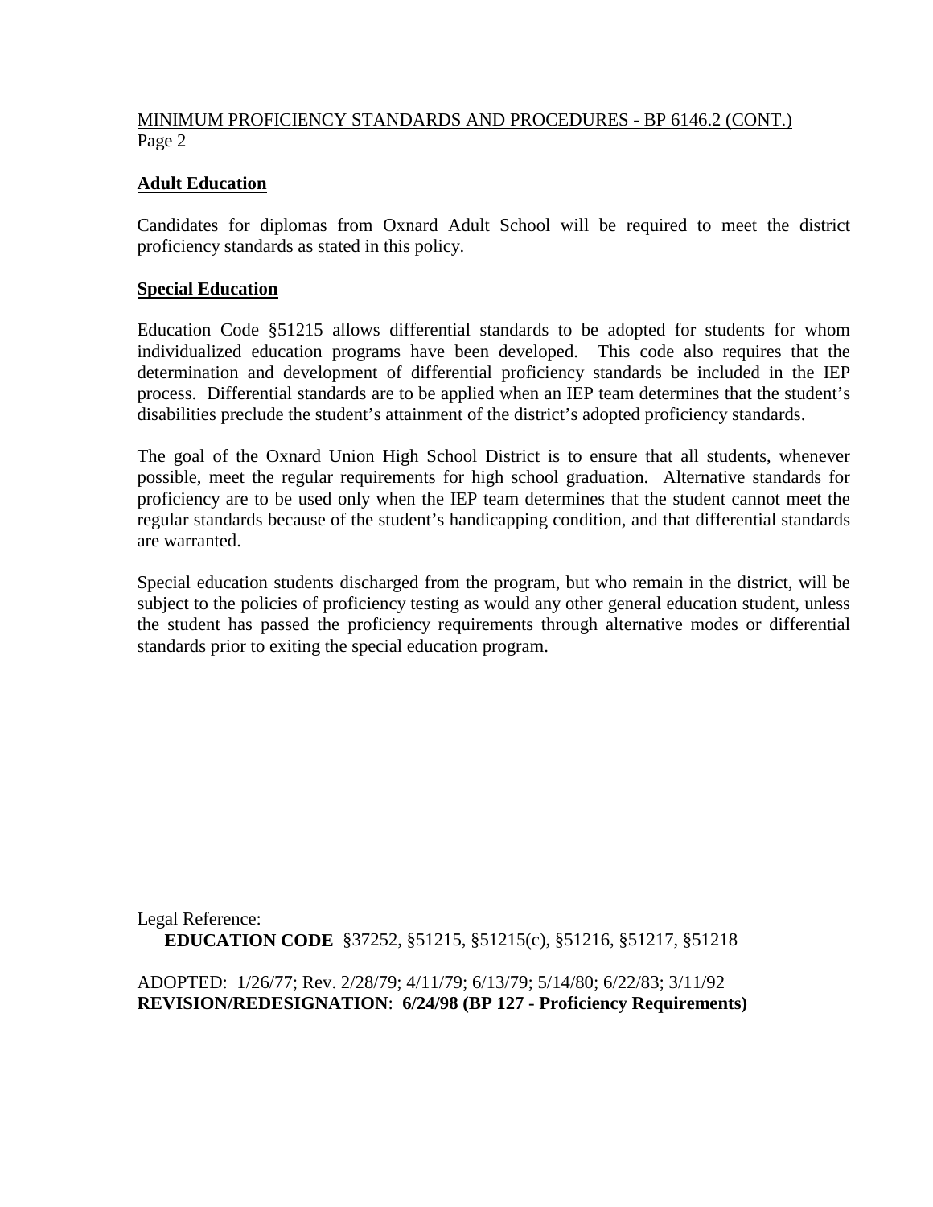## Adult Education

Candidates for diplomas from Oxnard Adult School will be required to meet the district proficiency standards as stated in this policy.

## Special Education

Education Code §51215 allows differential standards to be adopted for students for whom individualized education programs have been developed. This code also requires that the determination and development of differential proficiency standards be included in the IEP process. Differential standards are to be applied when an IEP team determines that the student's disabilities preclude the student's attainment of the district's adopted proficiency standards.

The goal of the Oxnard Union High School District is to ensure that all students, whenever possible, meet the regular requirements for high school graduation. Alternative standards for proficiency are to be used only when the IEP team determines that the student cannot meet the regular standards because of the student's handicapping condition, and that differential standards are warranted.

Special education students discharged from the program, but who remain in the district, will be subject to the policies of proficiency testing as would any other general education student, unless the student has passed the proficiency requirements through alternative modes or differential standards prior to exiting the special education program.

Legal Reference:
**EDUCATION CODE** §37252, §51215, §51215(c), §51216, §51217, §51218

ADOPTED: 1/26/77; Rev. 2/28/79; 4/11/79; 6/13/79; 5/14/80; 6/22/83; 3/11/92
**REVISION/REDESIGNATION**: **6/24/98 (BP 127 - Proficiency Requirements)**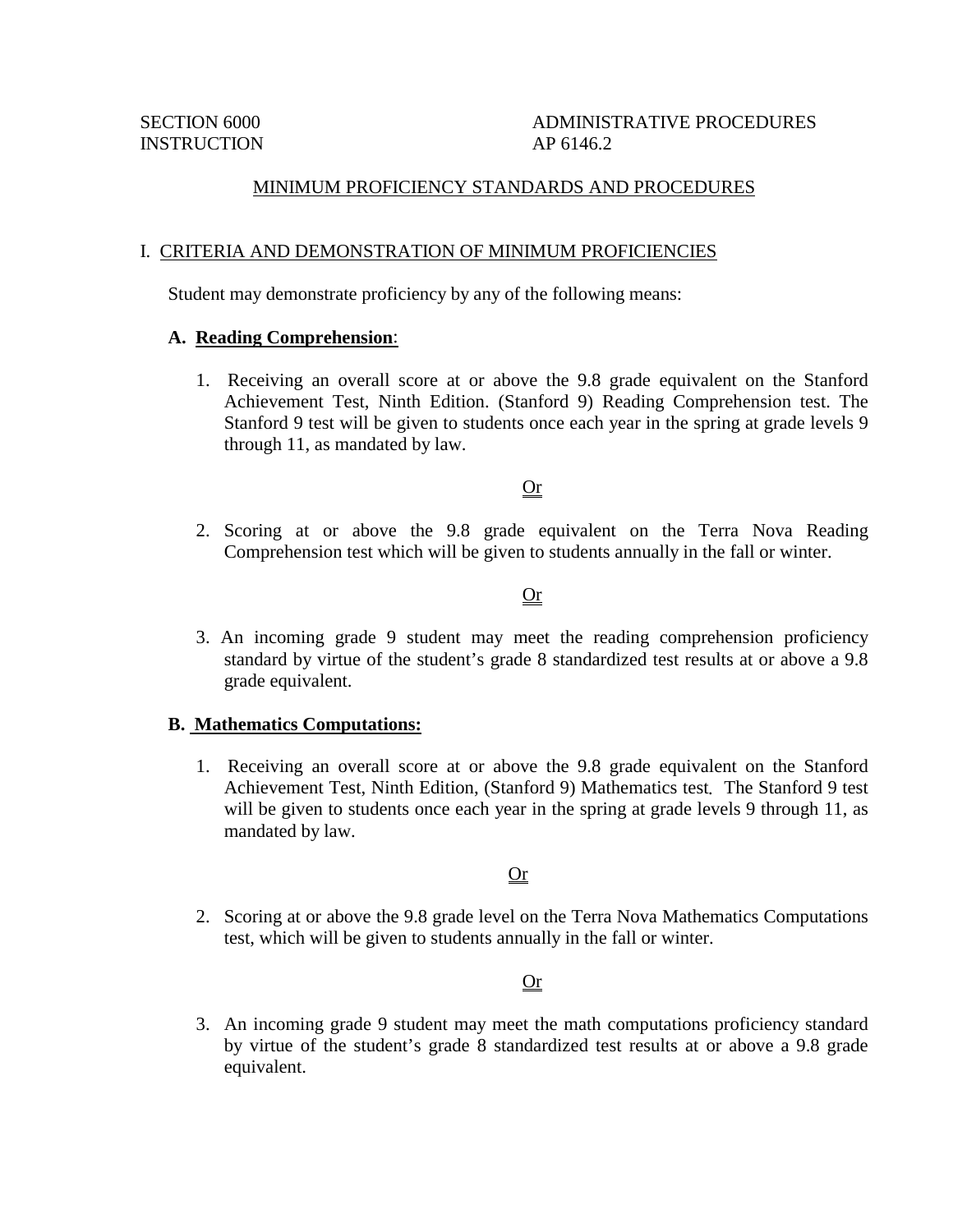SECTION 6000
INSTRUCTION

ADMINISTRATIVE PROCEDURES
AP 6146.2

# MINIMUM PROFICIENCY STANDARDS AND PROCEDURES

## I. CRITERIA AND DEMONSTRATION OF MINIMUM PROFICIENCIES

Student may demonstrate proficiency by any of the following means:

### A. **Reading Comprehension**:

1. Receiving an overall score at or above the 9.8 grade equivalent on the Stanford Achievement Test, Ninth Edition. (Stanford 9) Reading Comprehension test. The Stanford 9 test will be given to students once each year in the spring at grade levels 9 through 11, as mandated by law.

   Or

2. Scoring at or above the 9.8 grade equivalent on the Terra Nova Reading Comprehension test which will be given to students annually in the fall or winter.

   Or

3. An incoming grade 9 student may meet the reading comprehension proficiency standard by virtue of the student's grade 8 standardized test results at or above a 9.8 grade equivalent.

### B. **Mathematics Computations:**

1. Receiving an overall score at or above the 9.8 grade equivalent on the Stanford Achievement Test, Ninth Edition, (Stanford 9) Mathematics test. The Stanford 9 test will be given to students once each year in the spring at grade levels 9 through 11, as mandated by law.

   Or

2. Scoring at or above the 9.8 grade level on the Terra Nova Mathematics Computations test, which will be given to students annually in the fall or winter.

   Or

3. An incoming grade 9 student may meet the math computations proficiency standard by virtue of the student's grade 8 standardized test results at or above a 9.8 grade equivalent.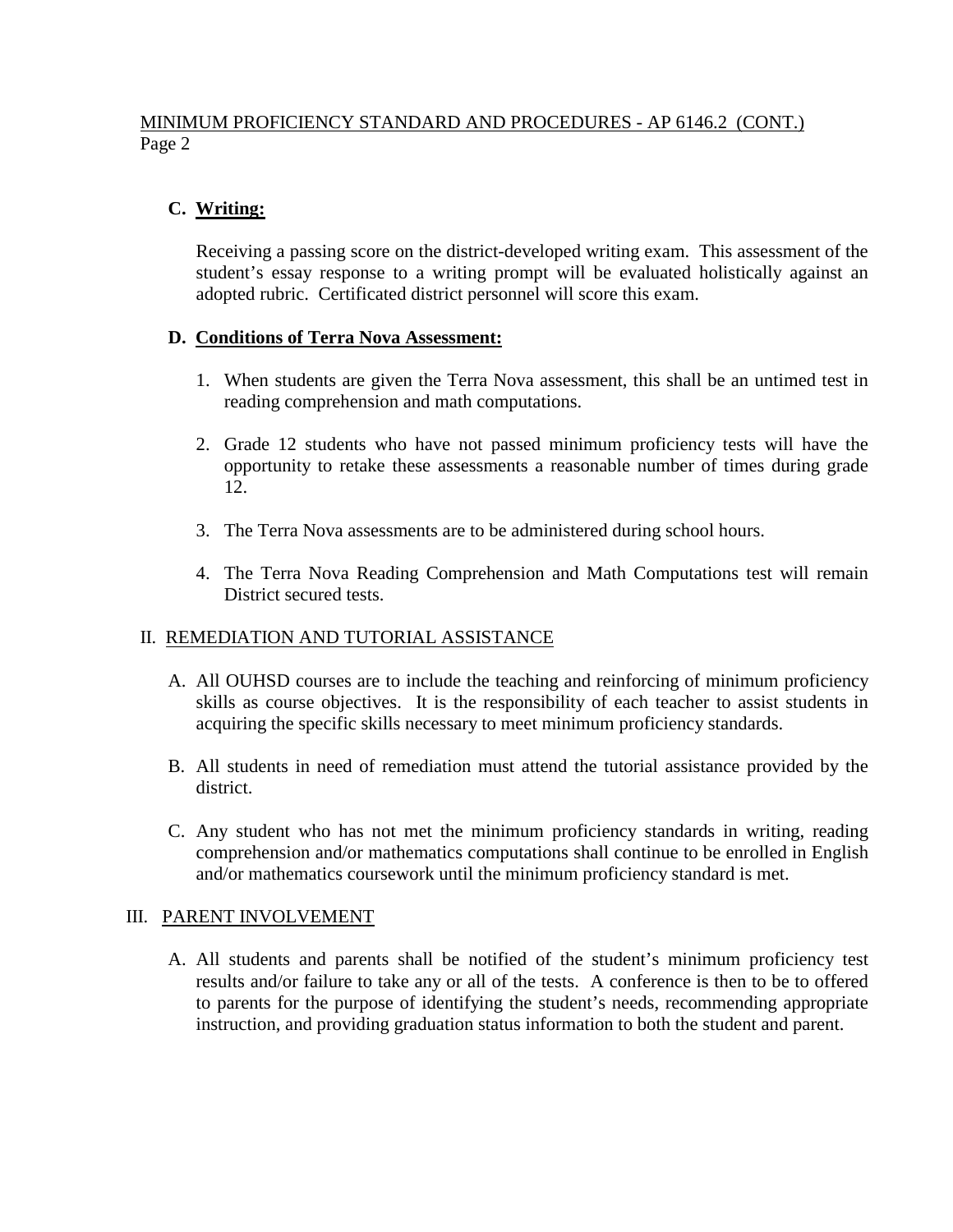**C. Writing:**

Receiving a passing score on the district-developed writing exam. This assessment of the student's essay response to a writing prompt will be evaluated holistically against an adopted rubric. Certificated district personnel will score this exam.

**D. Conditions of Terra Nova Assessment:**

1. When students are given the Terra Nova assessment, this shall be an untimed test in reading comprehension and math computations.

2. Grade 12 students who have not passed minimum proficiency tests will have the opportunity to retake these assessments a reasonable number of times during grade 12.

3. The Terra Nova assessments are to be administered during school hours.

4. The Terra Nova Reading Comprehension and Math Computations test will remain District secured tests.

## II. REMEDIATION AND TUTORIAL ASSISTANCE

A. All OUHSD courses are to include the teaching and reinforcing of minimum proficiency skills as course objectives. It is the responsibility of each teacher to assist students in acquiring the specific skills necessary to meet minimum proficiency standards.

B. All students in need of remediation must attend the tutorial assistance provided by the district.

C. Any student who has not met the minimum proficiency standards in writing, reading comprehension and/or mathematics computations shall continue to be enrolled in English and/or mathematics coursework until the minimum proficiency standard is met.

## III. PARENT INVOLVEMENT

A. All students and parents shall be notified of the student's minimum proficiency test results and/or failure to take any or all of the tests. A conference is then to be to offered to parents for the purpose of identifying the student's needs, recommending appropriate instruction, and providing graduation status information to both the student and parent.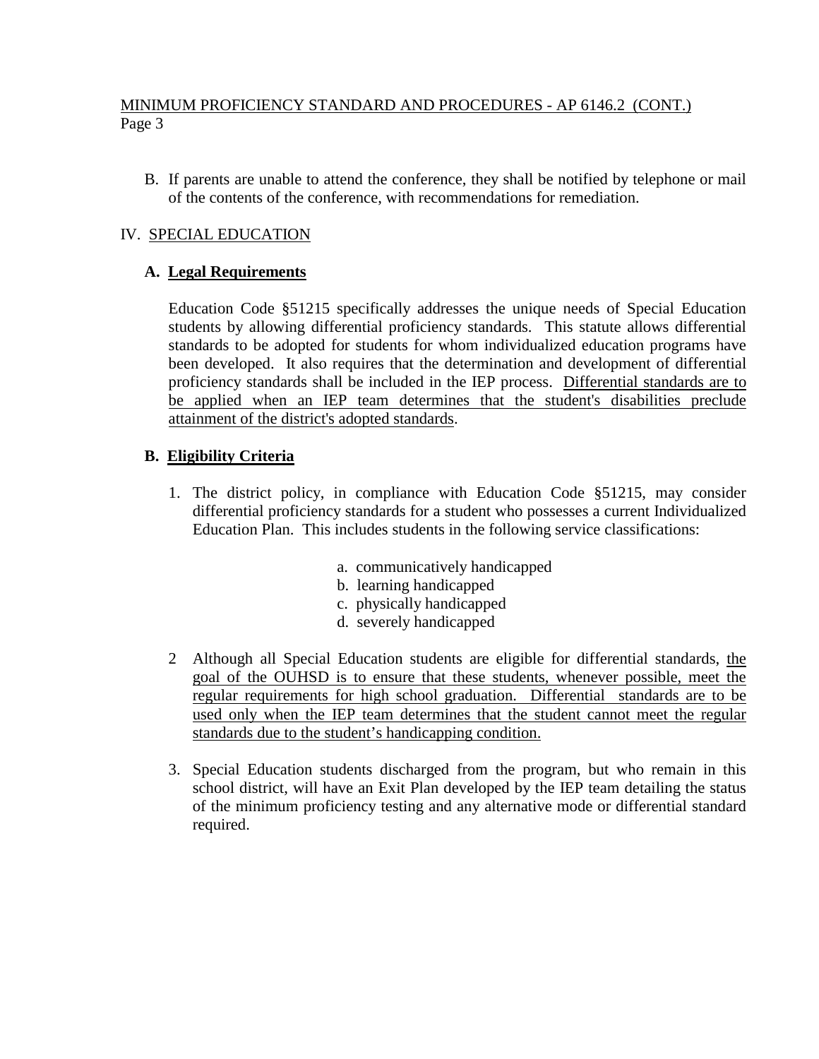B. If parents are unable to attend the conference, they shall be notified by telephone or mail of the contents of the conference, with recommendations for remediation.

## IV. SPECIAL EDUCATION

### A. Legal Requirements

Education Code §51215 specifically addresses the unique needs of Special Education students by allowing differential proficiency standards. This statute allows differential standards to be adopted for students for whom individualized education programs have been developed. It also requires that the determination and development of differential proficiency standards shall be included in the IEP process. Differential standards are to be applied when an IEP team determines that the student's disabilities preclude attainment of the district's adopted standards.

### B. Eligibility Criteria

1. The district policy, in compliance with Education Code §51215, may consider differential proficiency standards for a student who possesses a current Individualized Education Plan. This includes students in the following service classifications:

   a. communicatively handicapped
   b. learning handicapped
   c. physically handicapped
   d. severely handicapped

2. Although all Special Education students are eligible for differential standards, the goal of the OUHSD is to ensure that these students, whenever possible, meet the regular requirements for high school graduation. Differential standards are to be used only when the IEP team determines that the student cannot meet the regular standards due to the student's handicapping condition.

3. Special Education students discharged from the program, but who remain in this school district, will have an Exit Plan developed by the IEP team detailing the status of the minimum proficiency testing and any alternative mode or differential standard required.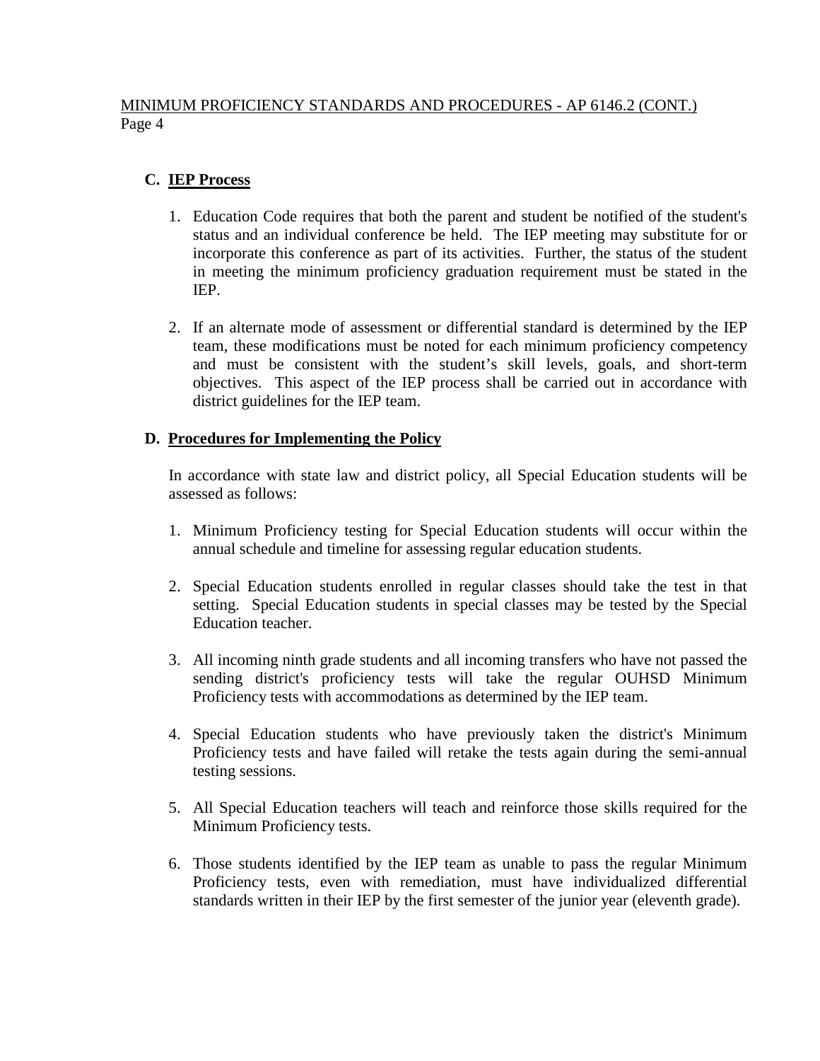## C. IEP Process

1. Education Code requires that both the parent and student be notified of the student's status and an individual conference be held. The IEP meeting may substitute for or incorporate this conference as part of its activities. Further, the status of the student in meeting the minimum proficiency graduation requirement must be stated in the IEP.

2. If an alternate mode of assessment or differential standard is determined by the IEP team, these modifications must be noted for each minimum proficiency competency and must be consistent with the student's skill levels, goals, and short-term objectives. This aspect of the IEP process shall be carried out in accordance with district guidelines for the IEP team.

## D. Procedures for Implementing the Policy

In accordance with state law and district policy, all Special Education students will be assessed as follows:

1. Minimum Proficiency testing for Special Education students will occur within the annual schedule and timeline for assessing regular education students.

2. Special Education students enrolled in regular classes should take the test in that setting. Special Education students in special classes may be tested by the Special Education teacher.

3. All incoming ninth grade students and all incoming transfers who have not passed the sending district's proficiency tests will take the regular OUHSD Minimum Proficiency tests with accommodations as determined by the IEP team.

4. Special Education students who have previously taken the district's Minimum Proficiency tests and have failed will retake the tests again during the semi-annual testing sessions.

5. All Special Education teachers will teach and reinforce those skills required for the Minimum Proficiency tests.

6. Those students identified by the IEP team as unable to pass the regular Minimum Proficiency tests, even with remediation, must have individualized differential standards written in their IEP by the first semester of the junior year (eleventh grade).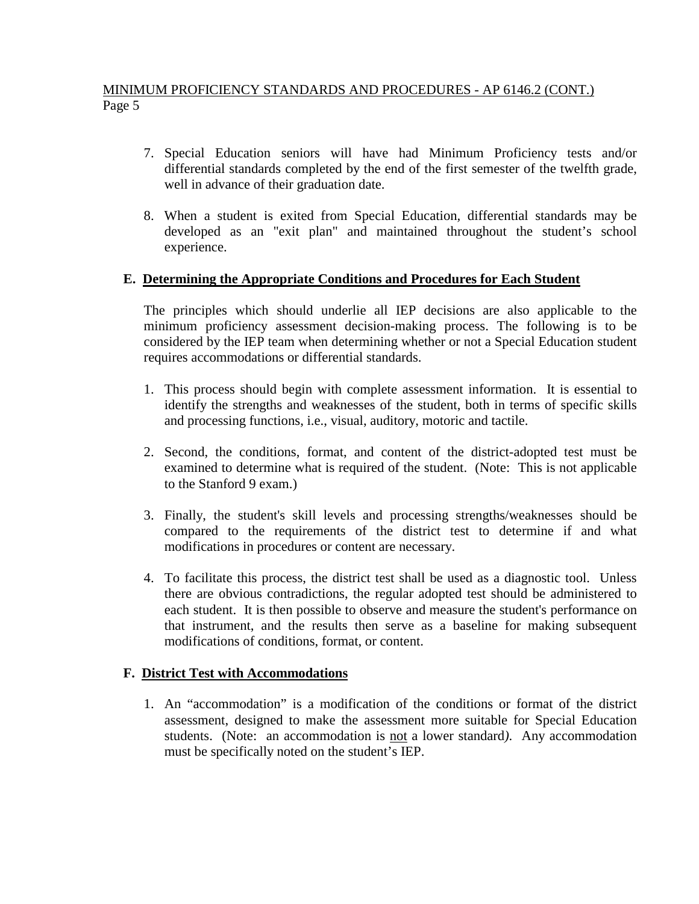7. Special Education seniors will have had Minimum Proficiency tests and/or differential standards completed by the end of the first semester of the twelfth grade, well in advance of their graduation date.

8. When a student is exited from Special Education, differential standards may be developed as an "exit plan" and maintained throughout the student's school experience.

## E. Determining the Appropriate Conditions and Procedures for Each Student

The principles which should underlie all IEP decisions are also applicable to the minimum proficiency assessment decision-making process. The following is to be considered by the IEP team when determining whether or not a Special Education student requires accommodations or differential standards.

1. This process should begin with complete assessment information. It is essential to identify the strengths and weaknesses of the student, both in terms of specific skills and processing functions, i.e., visual, auditory, motoric and tactile.

2. Second, the conditions, format, and content of the district-adopted test must be examined to determine what is required of the student. (Note: This is not applicable to the Stanford 9 exam.)

3. Finally, the student's skill levels and processing strengths/weaknesses should be compared to the requirements of the district test to determine if and what modifications in procedures or content are necessary.

4. To facilitate this process, the district test shall be used as a diagnostic tool. Unless there are obvious contradictions, the regular adopted test should be administered to each student. It is then possible to observe and measure the student's performance on that instrument, and the results then serve as a baseline for making subsequent modifications of conditions, format, or content.

## F. District Test with Accommodations

1. An "accommodation" is a modification of the conditions or format of the district assessment, designed to make the assessment more suitable for Special Education students. (Note: an accommodation is not a lower standard*).* Any accommodation must be specifically noted on the student's IEP.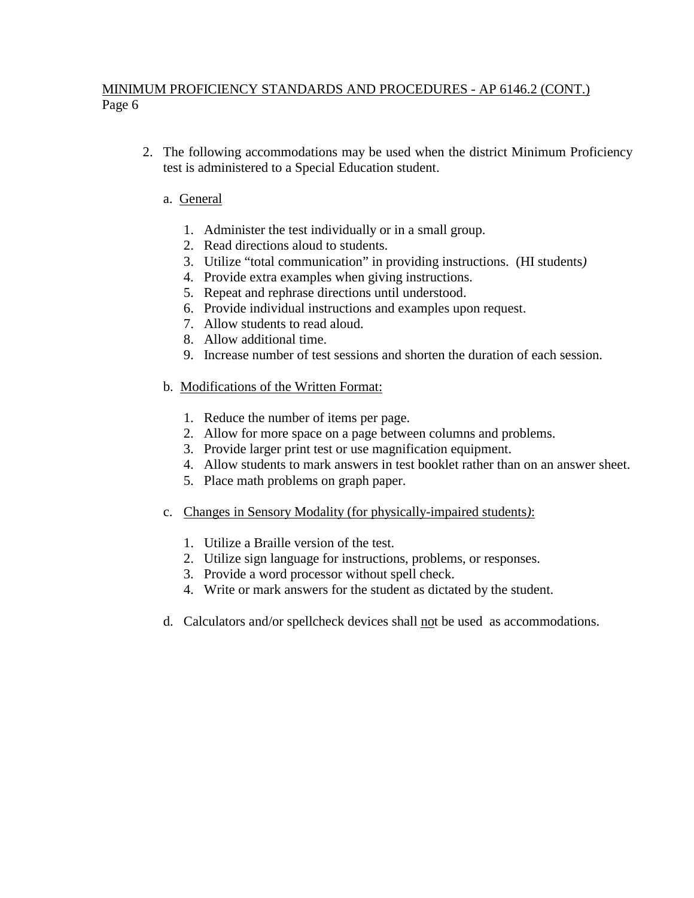2. The following accommodations may be used when the district Minimum Proficiency test is administered to a Special Education student.

   a. General

      1. Administer the test individually or in a small group.
      2. Read directions aloud to students.
      3. Utilize "total communication" in providing instructions. (HI students)
      4. Provide extra examples when giving instructions.
      5. Repeat and rephrase directions until understood.
      6. Provide individual instructions and examples upon request.
      7. Allow students to read aloud.
      8. Allow additional time.
      9. Increase number of test sessions and shorten the duration of each session.

   b. Modifications of the Written Format:

      1. Reduce the number of items per page.
      2. Allow for more space on a page between columns and problems.
      3. Provide larger print test or use magnification equipment.
      4. Allow students to mark answers in test booklet rather than on an answer sheet.
      5. Place math problems on graph paper.

   c. Changes in Sensory Modality (for physically-impaired students):

      1. Utilize a Braille version of the test.
      2. Utilize sign language for instructions, problems, or responses.
      3. Provide a word processor without spell check.
      4. Write or mark answers for the student as dictated by the student.

   d. Calculators and/or spellcheck devices shall not be used as accommodations.